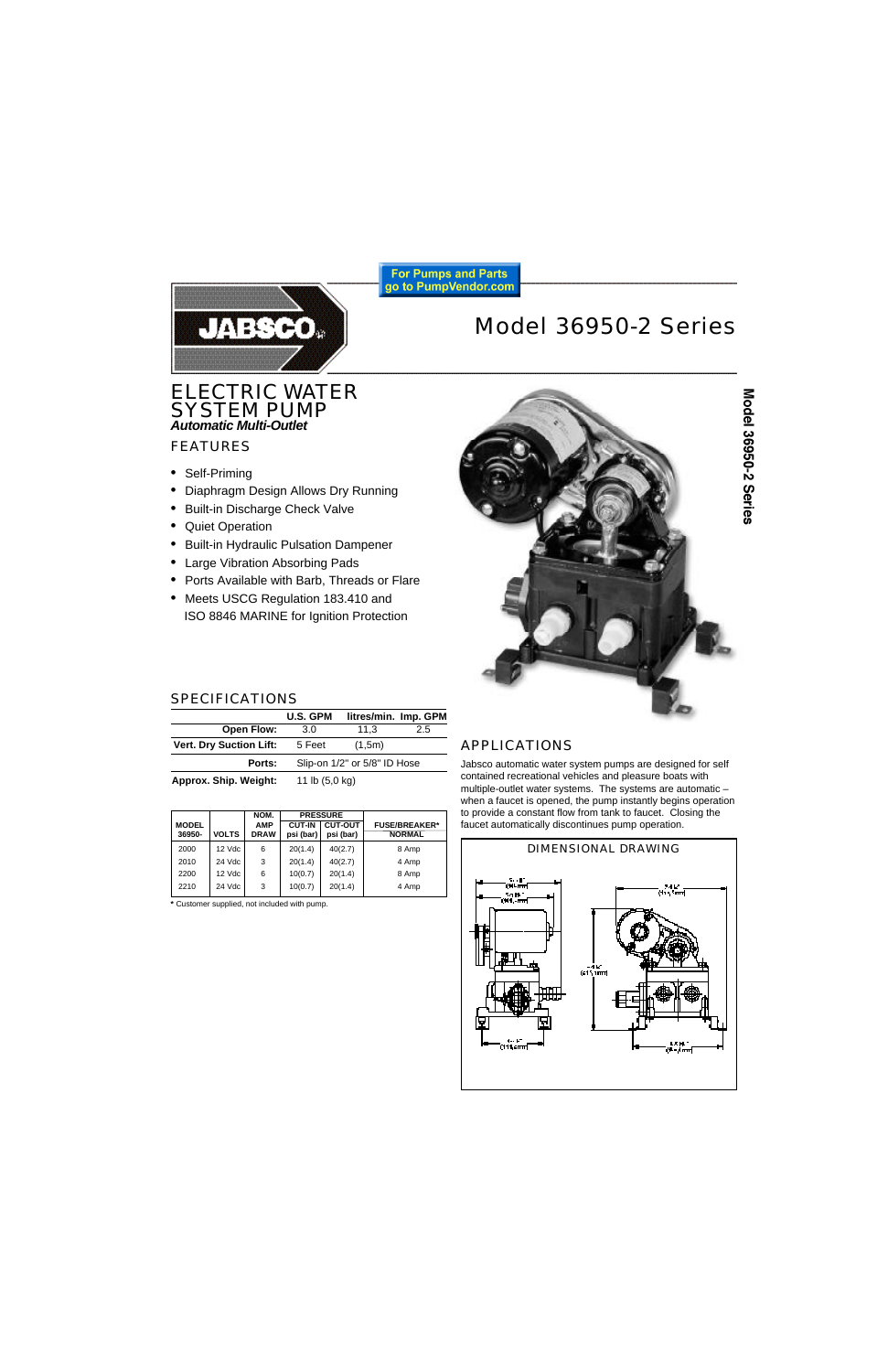For Pumps and Parts
go to PumpVendor.com

JABSCO

# Model 36950-2 Series

## ELECTRIC WATER SYSTEM PUMP

***Automatic Multi-Outlet***

### FEATURES

- Self-Priming
- Diaphragm Design Allows Dry Running
- Built-in Discharge Check Valve
- Quiet Operation
- Built-in Hydraulic Pulsation Dampener
- Large Vibration Absorbing Pads
- Ports Available with Barb, Threads or Flare
- Meets USCG Regulation 183.410 and ISO 8846 MARINE for Ignition Protection

### SPECIFICATIONS

| | U.S. GPM | litres/min. | Imp. GPM |
|---|---|---|---|
| **Open Flow:** | 3.0 | 11,3 | 2.5 |
| **Vert. Dry Suction Lift:** | 5 Feet | (1,5m) | |
| **Ports:** | Slip-on 1/2" or 5/8" ID Hose | | |
| **Approx. Ship. Weight:** | 11 lb (5,0 kg) | | |

| MODEL 36950- | VOLTS | NOM. AMP DRAW | PRESSURE CUT-IN psi (bar) | PRESSURE CUT-OUT psi (bar) | FUSE/BREAKER* NORMAL |
|---|---|---|---|---|---|
| 2000 | 12 Vdc | 6 | 20(1.4) | 40(2.7) | 8 Amp |
| 2010 | 24 Vdc | 3 | 20(1.4) | 40(2.7) | 4 Amp |
| 2200 | 12 Vdc | 6 | 10(0.7) | 20(1.4) | 8 Amp |
| 2210 | 24 Vdc | 3 | 10(0.7) | 20(1.4) | 4 Amp |

**\*** Customer supplied, not included with pump.

### APPLICATIONS

Jabsco automatic water system pumps are designed for self contained recreational vehicles and pleasure boats with multiple-outlet water systems. The systems are automatic – when a faucet is opened, the pump instantly begins operation to provide a constant flow from tank to faucet. Closing the faucet automatically discontinues pump operation.

### DIMENSIONAL DRAWING

Model 36950-2 Series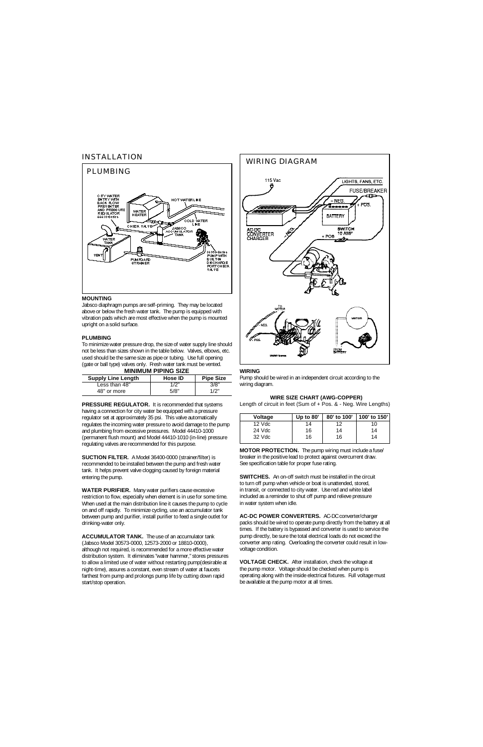# INSTALLATION

## PLUMBING

**MOUNTING**

Jabsco diaphragm pumps are self-priming. They may be located above or below the fresh water tank. The pump is equipped with vibration pads which are most effective when the pump is mounted upright on a solid surface.

**PLUMBING**

To minimize water pressure drop, the size of water supply line should not be less than sizes shown in the table below. Valves, elbows, etc. used should be the same size as pipe or tubing. Use full opening (gate or ball type) valves only. Fresh water tank must be vented.

**MINIMUM PIPING SIZE**

| Supply Line Length | Hose ID | Pipe Size |
|---|---|---|
| Less than 48" | 1/2" | 3/8" |
| 48" or more | 5/8" | 1/2" |

**PRESSURE REGULATOR.** It is recommended that systems having a connection for city water be equipped with a pressure regulator set at approximately 35 psi. This valve automatically regulates the incoming water pressure to avoid damage to the pump and plumbing from excessive pressures. Model 44410-1000 (permanent flush mount) and Model 44410-1010 (in-line) pressure regulating valves are recommended for this purpose.

**SUCTION FILTER.** A Model 36400-0000 (strainer/filter) is recommended to be installed between the pump and fresh water tank. It helps prevent valve clogging caused by foreign material entering the pump.

**WATER PURIFIER.** Many water purifiers cause excessive restriction to flow, especially when element is in use for some time. When used at the main distribution line it causes the pump to cycle on and off rapidly. To minimize cycling, use an accumulator tank between pump and purifier, install purifier to feed a single outlet for drinking-water only.

**ACCUMULATOR TANK.** The use of an accumulator tank (Jabsco Model 30573-0000, 12573-2000 or 18810-0000), although not required, is recommended for a more effective water distribution system. It eliminates "water hammer," stores pressures to allow a limited use of water without restarting pump(desirable at night-time), assures a constant, even stream of water at faucets farthest from pump and prolongs pump life by cutting down rapid start/stop operation.

## WIRING DIAGRAM

**WIRING**

Pump should be wired in an independent circuit according to the wiring diagram.

**WIRE SIZE CHART (AWG-COPPER)**

Length of circuit in feet (Sum of + Pos. & - Neg. Wire Lengths)

| Voltage | Up to 80' | 80' to 100' | 100' to 150' |
|---|---|---|---|
| 12 Vdc | 14 | 12 | 10 |
| 24 Vdc | 16 | 14 | 14 |
| 32 Vdc | 16 | 16 | 14 |

**MOTOR PROTECTION.** The pump wiring must include a fuse/ breaker in the positive lead to protect against overcurrent draw. See specification table for proper fuse rating.

**SWITCHES.** An on-off switch must be installed in the circuit to turn off pump when vehicle or boat is unattended, stored, in transit, or connected to city water. Use red and white label included as a reminder to shut off pump and relieve pressure in water system when idle.

**AC-DC POWER CONVERTERS.** AC-DC converter/charger packs should be wired to operate pump directly from the battery at all times. If the battery is bypassed and converter is used to service the pump directly, be sure the total electrical loads do not exceed the converter amp rating. Overloading the converter could result in low-voltage condition.

**VOLTAGE CHECK.** After installation, check the voltage at the pump motor. Voltage should be checked when pump is operating along with the inside electrical fixtures. Full voltage must be available at the pump motor at all times.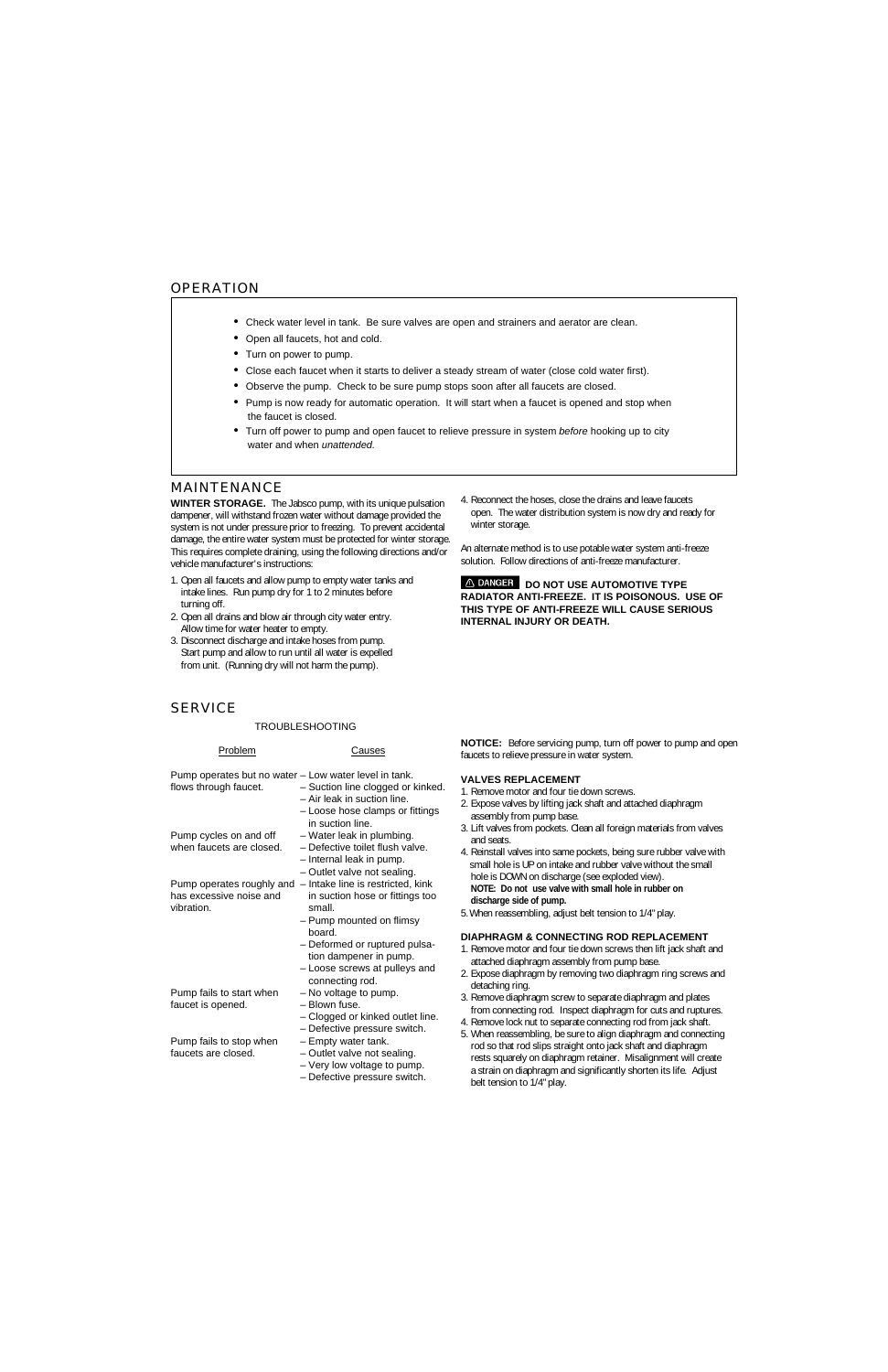## OPERATION

- Check water level in tank. Be sure valves are open and strainers and aerator are clean.
- Open all faucets, hot and cold.
- Turn on power to pump.
- Close each faucet when it starts to deliver a steady stream of water (close cold water first).
- Observe the pump. Check to be sure pump stops soon after all faucets are closed.
- Pump is now ready for automatic operation. It will start when a faucet is opened and stop when the faucet is closed.
- Turn off power to pump and open faucet to relieve pressure in system *before* hooking up to city water and when *unattended.*

## MAINTENANCE

**WINTER STORAGE.** The Jabsco pump, with its unique pulsation dampener, will withstand frozen water without damage provided the system is not under pressure prior to freezing. To prevent accidental damage, the entire water system must be protected for winter storage. This requires complete draining, using the following directions and/or vehicle manufacturer's instructions:

1. Open all faucets and allow pump to empty water tanks and intake lines. Run pump dry for 1 to 2 minutes before turning off.
2. Open all drains and blow air through city water entry. Allow time for water heater to empty.
3. Disconnect discharge and intake hoses from pump. Start pump and allow to run until all water is expelled from unit. (Running dry will not harm the pump).
4. Reconnect the hoses, close the drains and leave faucets open. The water distribution system is now dry and ready for winter storage.

An alternate method is to use potable water system anti-freeze solution. Follow directions of anti-freeze manufacturer.

**⚠ DANGER DO NOT USE AUTOMOTIVE TYPE RADIATOR ANTI-FREEZE. IT IS POISONOUS. USE OF THIS TYPE OF ANTI-FREEZE WILL CAUSE SERIOUS INTERNAL INJURY OR DEATH.**

## SERVICE

TROUBLESHOOTING

| Problem | Causes |
|---|---|
| Pump operates but no water flows through faucet. | – Low water level in tank.<br>– Suction line clogged or kinked.<br>– Air leak in suction line.<br>– Loose hose clamps or fittings in suction line. |
| Pump cycles on and off when faucets are closed. | – Water leak in plumbing.<br>– Defective toilet flush valve.<br>– Internal leak in pump.<br>– Outlet valve not sealing. |
| Pump operates roughly and has excessive noise and vibration. | – Intake line is restricted, kink in suction hose or fittings too small.<br>– Pump mounted on flimsy board.<br>– Deformed or ruptured pulsation dampener in pump.<br>– Loose screws at pulleys and connecting rod. |
| Pump fails to start when faucet is opened. | – No voltage to pump.<br>– Blown fuse.<br>– Clogged or kinked outlet line.<br>– Defective pressure switch. |
| Pump fails to stop when faucets are closed. | – Empty water tank.<br>– Outlet valve not sealing.<br>– Very low voltage to pump.<br>– Defective pressure switch. |

**NOTICE:** Before servicing pump, turn off power to pump and open faucets to relieve pressure in water system.

### VALVES REPLACEMENT

1. Remove motor and four tie down screws.
2. Expose valves by lifting jack shaft and attached diaphragm assembly from pump base.
3. Lift valves from pockets. Clean all foreign materials from valves and seats.
4. Reinstall valves into same pockets, being sure rubber valve with small hole is UP on intake and rubber valve without the small hole is DOWN on discharge (see exploded view).
   **NOTE: Do not use valve with small hole in rubber on discharge side of pump.**
5. When reassembling, adjust belt tension to 1/4" play.

### DIAPHRAGM & CONNECTING ROD REPLACEMENT

1. Remove motor and four tie down screws then lift jack shaft and attached diaphragm assembly from pump base.
2. Expose diaphragm by removing two diaphragm ring screws and detaching ring.
3. Remove diaphragm screw to separate diaphragm and plates from connecting rod. Inspect diaphragm for cuts and ruptures.
4. Remove lock nut to separate connecting rod from jack shaft.
5. When reassembling, be sure to align diaphragm and connecting rod so that rod slips straight onto jack shaft and diaphragm rests squarely on diaphragm retainer. Misalignment will create a strain on diaphragm and significantly shorten its life. Adjust belt tension to 1/4" play.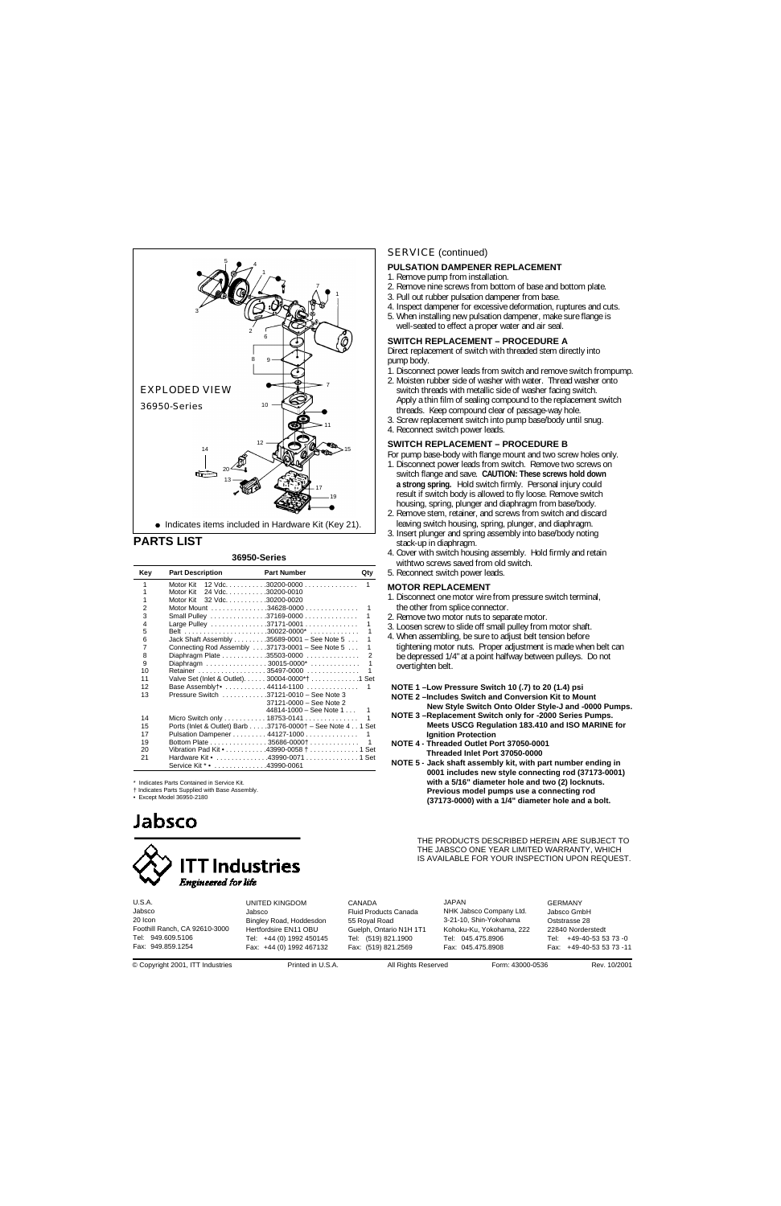EXPLODED VIEW

36950-Series

● Indicates items included in Hardware Kit (Key 21).

## PARTS LIST

**36950-Series**

| Key | Part Description | Part Number | Qty |
|---|---|---|---|
| 1 | Motor Kit 12 Vdc. | 30200-0000 | 1 |
| 1 | Motor Kit 24 Vdc. | 30200-0010 | |
| 1 | Motor Kit 32 Vdc. | 30200-0020 | |
| 2 | Motor Mount | 34628-0000 | 1 |
| 3 | Small Pulley | 37169-0000 | 1 |
| 4 | Large Pulley | 37171-0001 | 1 |
| 5 | Belt | 30022-0000* | 1 |
| 6 | Jack Shaft Assembly | 35689-0001 – See Note 5 | 1 |
| 7 | Connecting Rod Assembly | 37173-0001 – See Note 5 | 1 |
| 8 | Diaphragm Plate | 35503-0000 | 2 |
| 9 | Diaphragm | 30015-0000* | 1 |
| 10 | Retainer | 35497-0000 | 1 |
| 11 | Valve Set (Inlet & Outlet) | 30004-0000*† | 1 Set |
| 12 | Base Assembly†• | 44114-1100 | 1 |
| 13 | Pressure Switch | 37121-0010 – See Note 3<br>37121-0000 – See Note 2<br>44814-1000 – See Note 1 | 1 |
| 14 | Micro Switch only | 18753-0141 | 1 |
| 15 | Ports (Inlet & Outlet) Barb | 37176-0000† – See Note 4 | 1 Set |
| 17 | Pulsation Dampener | 44127-1000 | 1 |
| 19 | Bottom Plate | 35686-0000† | 1 |
| 20 | Vibration Pad Kit • | 43990-0058 † | 1 Set |
| 21 | Hardware Kit • | 43990-0071 | 1 Set |
| | Service Kit * • | 43990-0061 | |

\* Indicates Parts Contained in Service Kit.
† Indicates Parts Supplied with Base Assembly.
• Except Model 36950-2180

## SERVICE (continued)

### PULSATION DAMPENER REPLACEMENT

1. Remove pump from installation.
2. Remove nine screws from bottom of base and bottom plate.
3. Pull out rubber pulsation dampener from base.
4. Inspect dampener for excessive deformation, ruptures and cuts.
5. When installing new pulsation dampener, make sure flange is well-seated to effect a proper water and air seal.

### SWITCH REPLACEMENT – PROCEDURE A

Direct replacement of switch with threaded stem directly into pump body.

1. Disconnect power leads from switch and remove switch frompump.
2. Moisten rubber side of washer with water. Thread washer onto switch threads with metallic side of washer facing switch. Apply a thin film of sealing compound to the replacement switch threads. Keep compound clear of passage-way hole.
3. Screw replacement switch into pump base/body until snug.
4. Reconnect switch power leads.

### SWITCH REPLACEMENT – PROCEDURE B

For pump base-body with flange mount and two screw holes only.

1. Disconnect power leads from switch. Remove two screws on switch flange and save. **CAUTION: These screws hold down a strong spring.** Hold switch firmly. Personal injury could result if switch body is allowed to fly loose. Remove switch housing, spring, plunger and diaphragm from base/body.
2. Remove stem, retainer, and screws from switch and discard leaving switch housing, spring, plunger, and diaphragm.
3. Insert plunger and spring assembly into base/body noting stack-up in diaphragm.
4. Cover with switch housing assembly. Hold firmly and retain withtwo screws saved from old switch.
5. Reconnect switch power leads.

### MOTOR REPLACEMENT

1. Disconnect one motor wire from pressure switch terminal, the other from splice connector.
2. Remove two motor nuts to separate motor.
3. Loosen screw to slide off small pulley from motor shaft.
4. When assembling, be sure to adjust belt tension before tightening motor nuts. Proper adjustment is made when belt can be depressed 1/4" at a point halfway between pulleys. Do not overtighten belt.

**NOTE 1 –Low Pressure Switch 10 (.7) to 20 (1.4) psi**

**NOTE 2 –Includes Switch and Conversion Kit to Mount New Style Switch Onto Older Style-J and -0000 Pumps.**

**NOTE 3 –Replacement Switch only for -2000 Series Pumps. Meets USCG Regulation 183.410 and ISO MARINE for Ignition Protection**

**NOTE 4 - Threaded Outlet Port 37050-0001 Threaded Inlet Port 37050-0000**

**NOTE 5 - Jack shaft assembly kit, with part number ending in 0001 includes new style connecting rod (37173-0001) with a 5/16" diameter hole and two (2) locknuts. Previous model pumps use a connecting rod (37173-0000) with a 1/4" diameter hole and a bolt.**

THE PRODUCTS DESCRIBED HEREIN ARE SUBJECT TO THE JABSCO ONE YEAR LIMITED WARRANTY, WHICH IS AVAILABLE FOR YOUR INSPECTION UPON REQUEST.

Jabsco

ITT Industries
*Engineered for life*

U.S.A.
Jabsco
20 Icon
Foothill Ranch, CA 92610-3000
Tel: 949.609.5106
Fax: 949.859.1254

UNITED KINGDOM
Jabsco
Bingley Road, Hoddesdon
Hertfordsire EN11 OBU
Tel: +44 (0) 1992 450145
Fax: +44 (0) 1992 467132

CANADA
Fluid Products Canada
55 Royal Road
Guelph, Ontario N1H 1T1
Tel: (519) 821.1900
Fax: (519) 821.2569

JAPAN
NHK Jabsco Company Ltd.
3-21-10, Shin-Yokohama
Kohoku-Ku, Yokohama, 222
Tel: 045.475.8906
Fax: 045.475.8908

GERMANY
Jabsco GmbH
Oststrasse 28
22840 Norderstedt
Tel: +49-40-53 53 73 -0
Fax: +49-40-53 53 73 -11

© Copyright 2001, ITT Industries    Printed in U.S.A.    All Rights Reserved    Form: 43000-0536    Rev. 10/2001